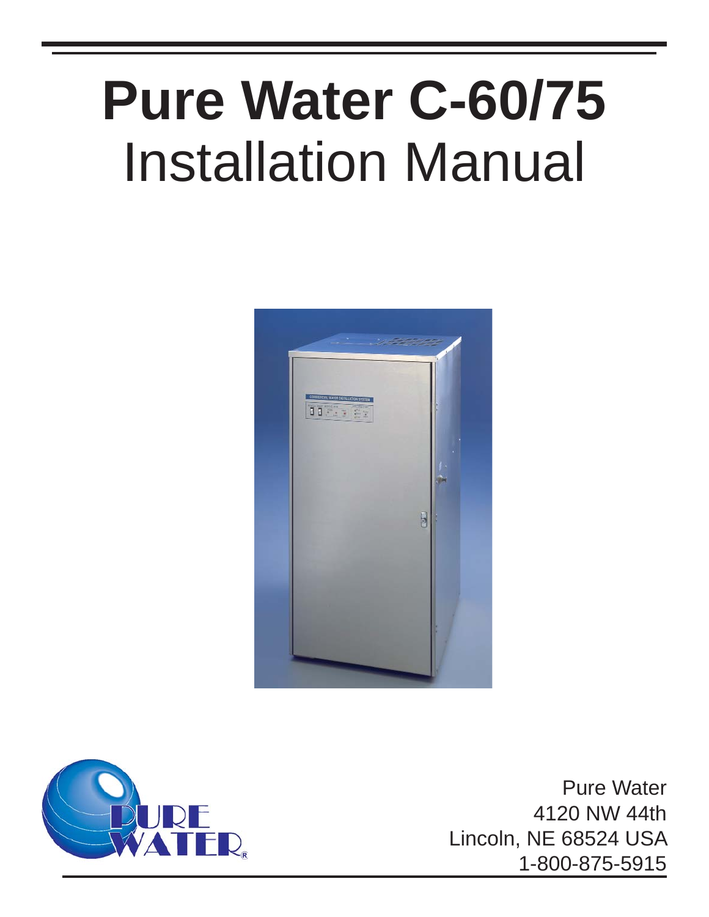# **Pure Water C-60/75**
# Installation Manual

Pure Water
4120 NW 44th
Lincoln, NE 68524 USA
1-800-875-5915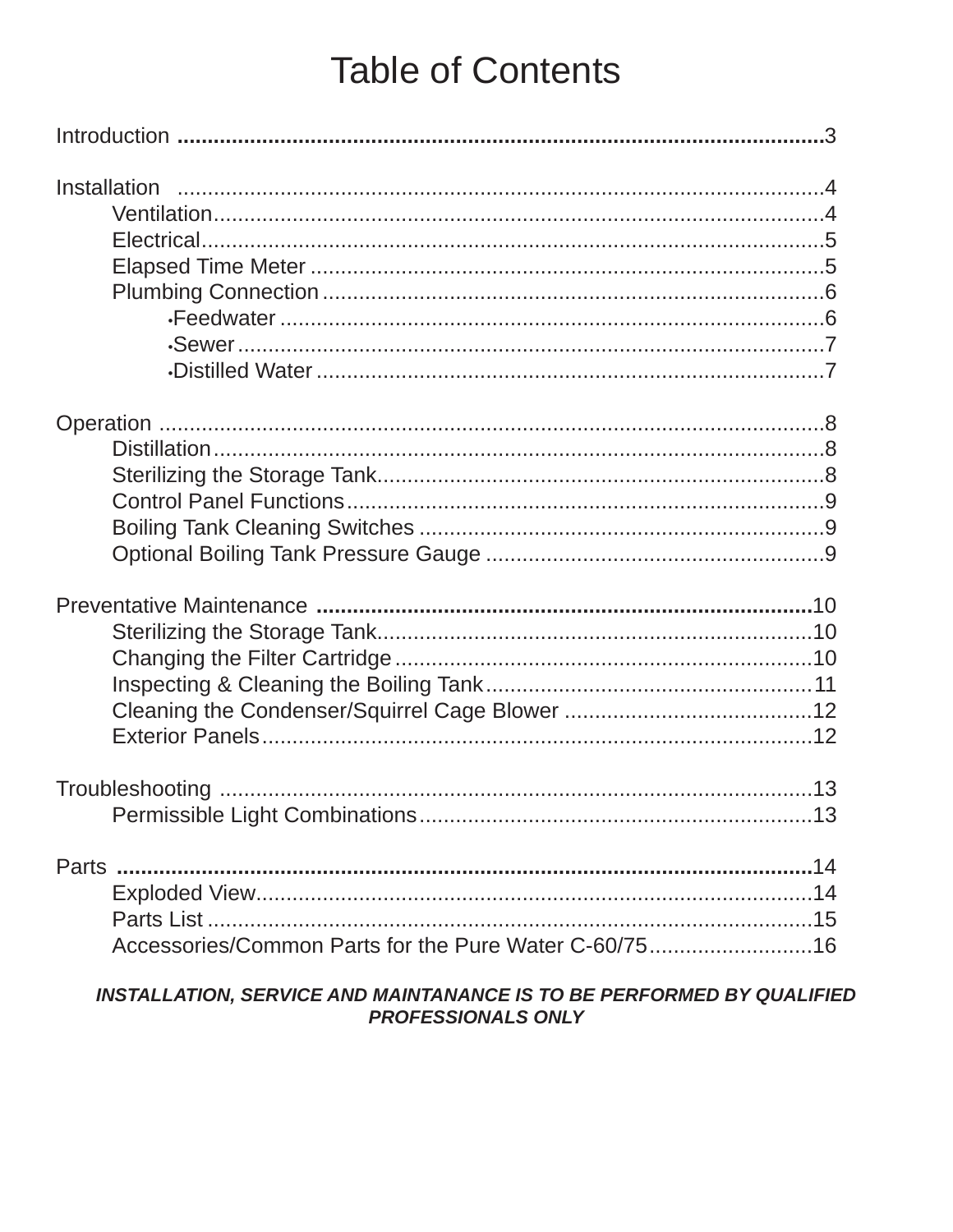# Table of Contents

Introduction ....................................................................................................3

Installation ....................................................................................................4
- Ventilation....................................................................................................4
- Electrical....................................................................................................5
- Elapsed Time Meter ....................................................................................................5
- Plumbing Connection ....................................................................................................6
  - Feedwater ....................................................................................................6
  - Sewer....................................................................................................7
  - Distilled Water ....................................................................................................7

Operation ....................................................................................................8
- Distillation....................................................................................................8
- Sterilizing the Storage Tank....................................................................................................8
- Control Panel Functions....................................................................................................9
- Boiling Tank Cleaning Switches ....................................................................................................9
- Optional Boiling Tank Pressure Gauge ....................................................................................................9

Preventative Maintenance ....................................................................................................10
- Sterilizing the Storage Tank....................................................................................................10
- Changing the Filter Cartridge....................................................................................................10
- Inspecting & Cleaning the Boiling Tank....................................................................................................11
- Cleaning the Condenser/Squirrel Cage Blower ....................................................................................................12
- Exterior Panels....................................................................................................12

Troubleshooting ....................................................................................................13
- Permissible Light Combinations....................................................................................................13

Parts ....................................................................................................14
- Exploded View....................................................................................................14
- Parts List ....................................................................................................15
- Accessories/Common Parts for the Pure Water C-60/75....................................................................................................16

***INSTALLATION, SERVICE AND MAINTANANCE IS TO BE PERFORMED BY QUALIFIED PROFESSIONALS ONLY***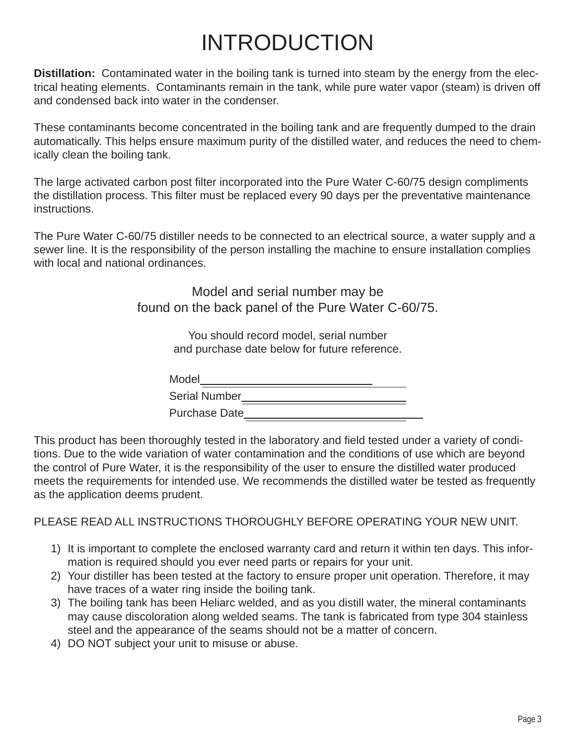# INTRODUCTION

**Distillation:** Contaminated water in the boiling tank is turned into steam by the energy from the electrical heating elements. Contaminants remain in the tank, while pure water vapor (steam) is driven off and condensed back into water in the condenser.

These contaminants become concentrated in the boiling tank and are frequently dumped to the drain automatically. This helps ensure maximum purity of the distilled water, and reduces the need to chemically clean the boiling tank.

The large activated carbon post filter incorporated into the Pure Water C-60/75 design compliments the distillation process. This filter must be replaced every 90 days per the preventative maintenance instructions.

The Pure Water C-60/75 distiller needs to be connected to an electrical source, a water supply and a sewer line. It is the responsibility of the person installing the machine to ensure installation complies with local and national ordinances.

Model and serial number may be
found on the back panel of the Pure Water C-60/75.

You should record model, serial number
and purchase date below for future reference.

Model______________________________

Serial Number_________________________

Purchase Date_________________________

This product has been thoroughly tested in the laboratory and field tested under a variety of conditions. Due to the wide variation of water contamination and the conditions of use which are beyond the control of Pure Water, it is the responsibility of the user to ensure the distilled water produced meets the requirements for intended use. We recommends the distilled water be tested as frequently as the application deems prudent.

PLEASE READ ALL INSTRUCTIONS THOROUGHLY BEFORE OPERATING YOUR NEW UNIT.

1) It is important to complete the enclosed warranty card and return it within ten days. This information is required should you ever need parts or repairs for your unit.
2) Your distiller has been tested at the factory to ensure proper unit operation. Therefore, it may have traces of a water ring inside the boiling tank.
3) The boiling tank has been Heliarc welded, and as you distill water, the mineral contaminants may cause discoloration along welded seams. The tank is fabricated from type 304 stainless steel and the appearance of the seams should not be a matter of concern.
4) DO NOT subject your unit to misuse or abuse.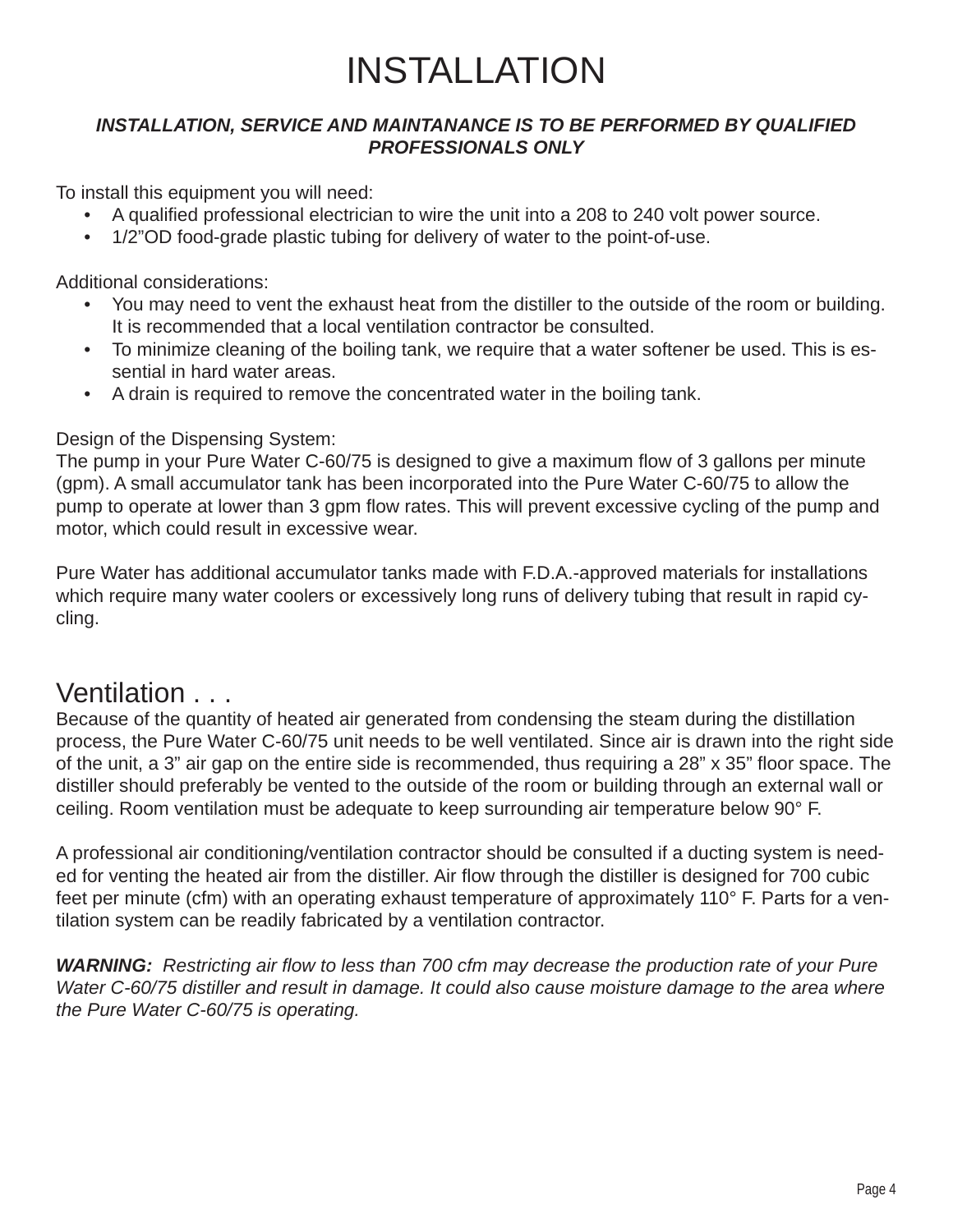# INSTALLATION

***INSTALLATION, SERVICE AND MAINTANANCE IS TO BE PERFORMED BY QUALIFIED PROFESSIONALS ONLY***

To install this equipment you will need:

- A qualified professional electrician to wire the unit into a 208 to 240 volt power source.
- 1/2"OD food-grade plastic tubing for delivery of water to the point-of-use.

Additional considerations:

- You may need to vent the exhaust heat from the distiller to the outside of the room or building. It is recommended that a local ventilation contractor be consulted.
- To minimize cleaning of the boiling tank, we require that a water softener be used. This is essential in hard water areas.
- A drain is required to remove the concentrated water in the boiling tank.

Design of the Dispensing System:
The pump in your Pure Water C-60/75 is designed to give a maximum flow of 3 gallons per minute (gpm). A small accumulator tank has been incorporated into the Pure Water C-60/75 to allow the pump to operate at lower than 3 gpm flow rates. This will prevent excessive cycling of the pump and motor, which could result in excessive wear.

Pure Water has additional accumulator tanks made with F.D.A.-approved materials for installations which require many water coolers or excessively long runs of delivery tubing that result in rapid cycling.

## Ventilation . . .

Because of the quantity of heated air generated from condensing the steam during the distillation process, the Pure Water C-60/75 unit needs to be well ventilated. Since air is drawn into the right side of the unit, a 3" air gap on the entire side is recommended, thus requiring a 28" x 35" floor space. The distiller should preferably be vented to the outside of the room or building through an external wall or ceiling. Room ventilation must be adequate to keep surrounding air temperature below 90° F.

A professional air conditioning/ventilation contractor should be consulted if a ducting system is needed for venting the heated air from the distiller. Air flow through the distiller is designed for 700 cubic feet per minute (cfm) with an operating exhaust temperature of approximately 110° F. Parts for a ventilation system can be readily fabricated by a ventilation contractor.

***WARNING:*** *Restricting air flow to less than 700 cfm may decrease the production rate of your Pure Water C-60/75 distiller and result in damage. It could also cause moisture damage to the area where the Pure Water C-60/75 is operating.*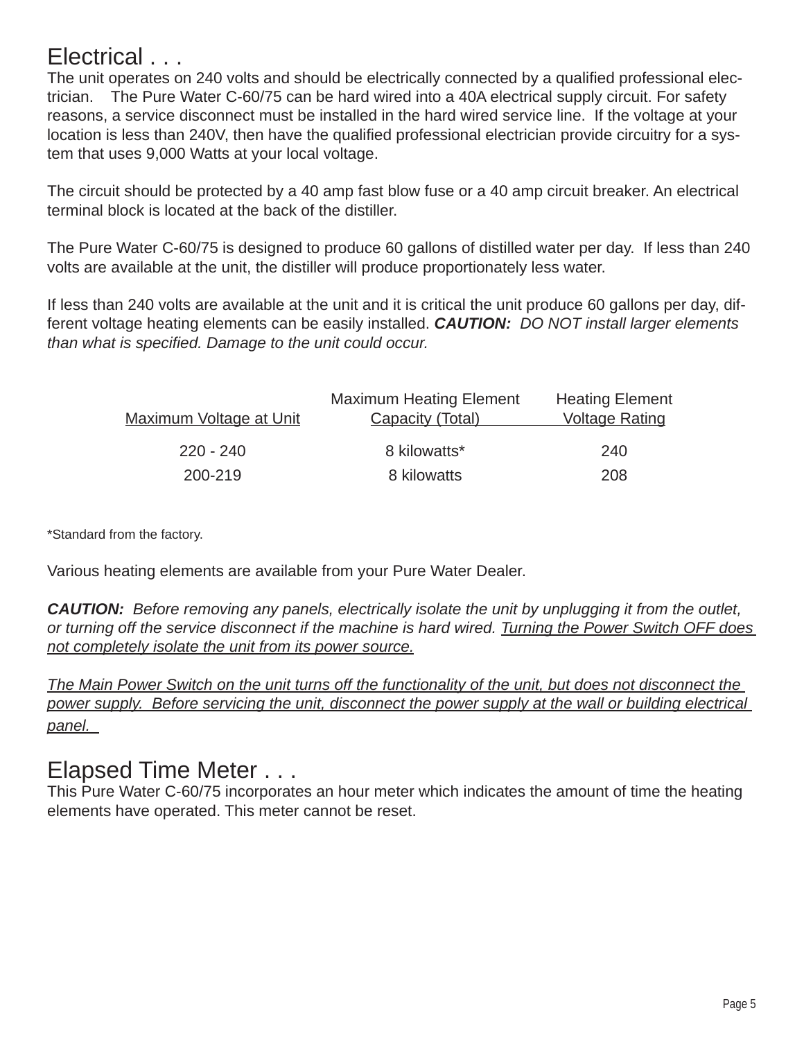## Electrical . . .

The unit operates on 240 volts and should be electrically connected by a qualified professional electrician. The Pure Water C-60/75 can be hard wired into a 40A electrical supply circuit. For safety reasons, a service disconnect must be installed in the hard wired service line. If the voltage at your location is less than 240V, then have the qualified professional electrician provide circuitry for a system that uses 9,000 Watts at your local voltage.

The circuit should be protected by a 40 amp fast blow fuse or a 40 amp circuit breaker. An electrical terminal block is located at the back of the distiller.

The Pure Water C-60/75 is designed to produce 60 gallons of distilled water per day. If less than 240 volts are available at the unit, the distiller will produce proportionately less water.

If less than 240 volts are available at the unit and it is critical the unit produce 60 gallons per day, different voltage heating elements can be easily installed. ***CAUTION:*** *DO NOT install larger elements than what is specified. Damage to the unit could occur.*

| Maximum Voltage at Unit | Maximum Heating Element Capacity (Total) | Heating Element Voltage Rating |
|---|---|---|
| 220 - 240 | 8 kilowatts* | 240 |
| 200-219 | 8 kilowatts | 208 |

*Standard from the factory.

Various heating elements are available from your Pure Water Dealer.

***CAUTION:*** *Before removing any panels, electrically isolate the unit by unplugging it from the outlet, or turning off the service disconnect if the machine is hard wired. Turning the Power Switch OFF does not completely isolate the unit from its power source.*

*The Main Power Switch on the unit turns off the functionality of the unit, but does not disconnect the power supply. Before servicing the unit, disconnect the power supply at the wall or building electrical panel.*

## Elapsed Time Meter . . .

This Pure Water C-60/75 incorporates an hour meter which indicates the amount of time the heating elements have operated. This meter cannot be reset.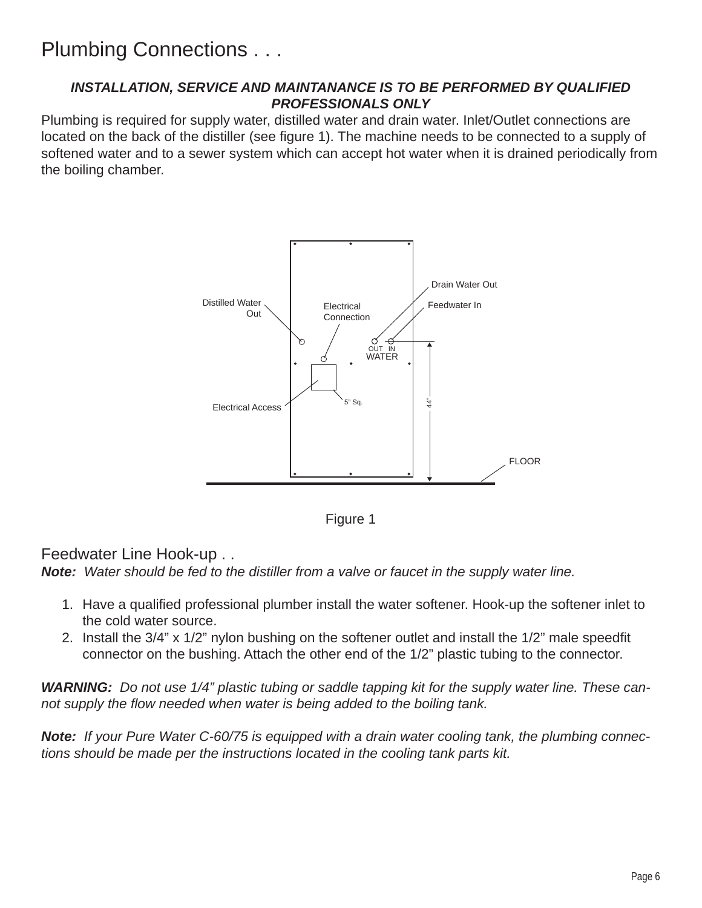# Plumbing Connections . . .

***INSTALLATION, SERVICE AND MAINTANANCE IS TO BE PERFORMED BY QUALIFIED PROFESSIONALS ONLY***

Plumbing is required for supply water, distilled water and drain water. Inlet/Outlet connections are located on the back of the distiller (see figure 1). The machine needs to be connected to a supply of softened water and to a sewer system which can accept hot water when it is drained periodically from the boiling chamber.

Drain Water Out

Distilled Water Out

Electrical Connection

Feedwater In

OUT IN
WATER

5" Sq.

44"

Electrical Access

FLOOR

Figure 1

## Feedwater Line Hook-up . .

***Note:*** *Water should be fed to the distiller from a valve or faucet in the supply water line.*

1. Have a qualified professional plumber install the water softener. Hook-up the softener inlet to the cold water source.
2. Install the 3/4" x 1/2" nylon bushing on the softener outlet and install the 1/2" male speedfit connector on the bushing. Attach the other end of the 1/2" plastic tubing to the connector.

***WARNING:*** *Do not use 1/4" plastic tubing or saddle tapping kit for the supply water line. These cannot supply the flow needed when water is being added to the boiling tank.*

***Note:*** *If your Pure Water C-60/75 is equipped with a drain water cooling tank, the plumbing connections should be made per the instructions located in the cooling tank parts kit.*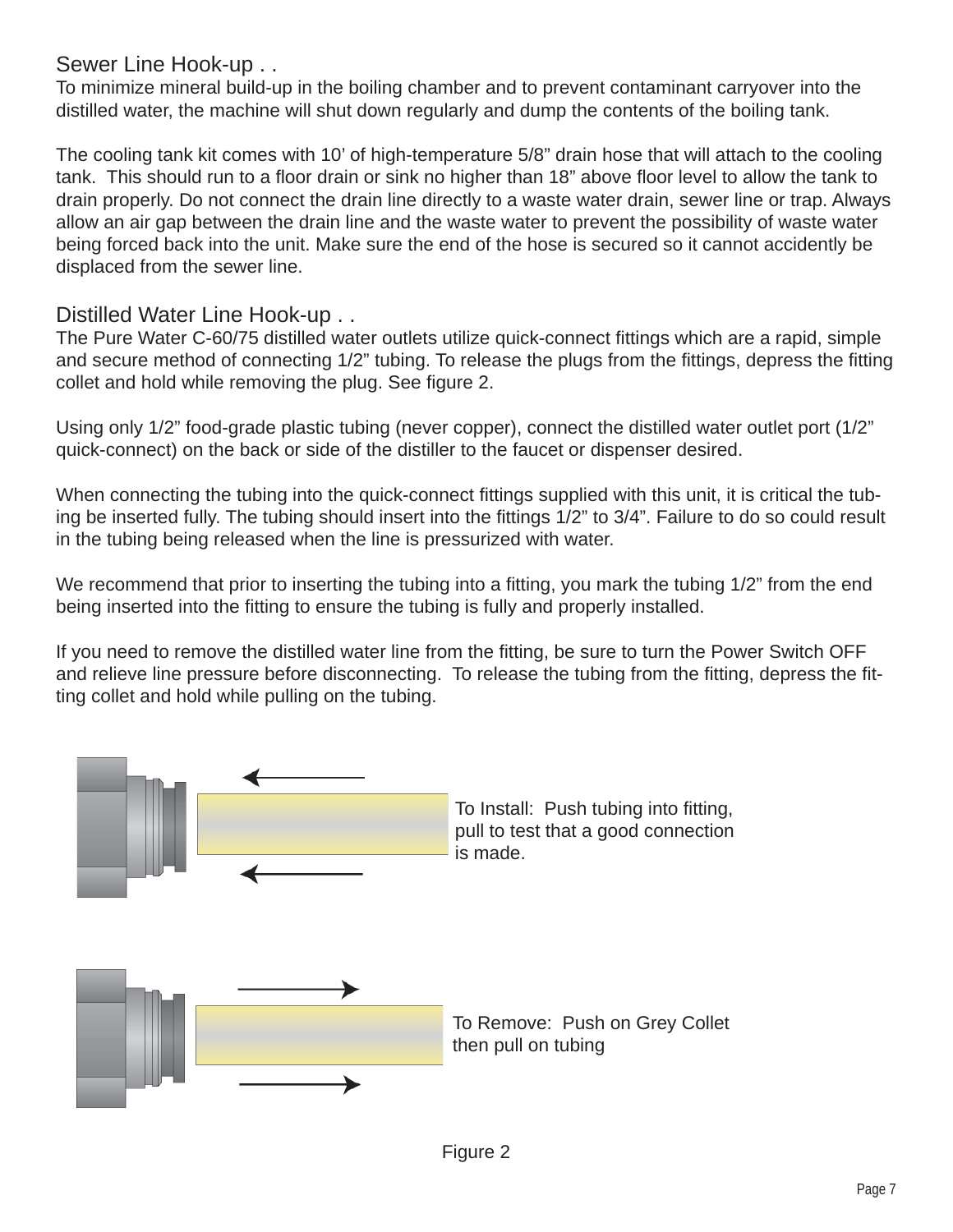## Sewer Line Hook-up . .

To minimize mineral build-up in the boiling chamber and to prevent contaminant carryover into the distilled water, the machine will shut down regularly and dump the contents of the boiling tank.

The cooling tank kit comes with 10' of high-temperature 5/8" drain hose that will attach to the cooling tank. This should run to a floor drain or sink no higher than 18" above floor level to allow the tank to drain properly. Do not connect the drain line directly to a waste water drain, sewer line or trap. Always allow an air gap between the drain line and the waste water to prevent the possibility of waste water being forced back into the unit. Make sure the end of the hose is secured so it cannot accidently be displaced from the sewer line.

## Distilled Water Line Hook-up . .

The Pure Water C-60/75 distilled water outlets utilize quick-connect fittings which are a rapid, simple and secure method of connecting 1/2" tubing. To release the plugs from the fittings, depress the fitting collet and hold while removing the plug. See figure 2.

Using only 1/2" food-grade plastic tubing (never copper), connect the distilled water outlet port (1/2" quick-connect) on the back or side of the distiller to the faucet or dispenser desired.

When connecting the tubing into the quick-connect fittings supplied with this unit, it is critical the tubing be inserted fully. The tubing should insert into the fittings 1/2" to 3/4". Failure to do so could result in the tubing being released when the line is pressurized with water.

We recommend that prior to inserting the tubing into a fitting, you mark the tubing 1/2" from the end being inserted into the fitting to ensure the tubing is fully and properly installed.

If you need to remove the distilled water line from the fitting, be sure to turn the Power Switch OFF and relieve line pressure before disconnecting. To release the tubing from the fitting, depress the fitting collet and hold while pulling on the tubing.

To Install: Push tubing into fitting, pull to test that a good connection is made.

To Remove: Push on Grey Collet then pull on tubing

Figure 2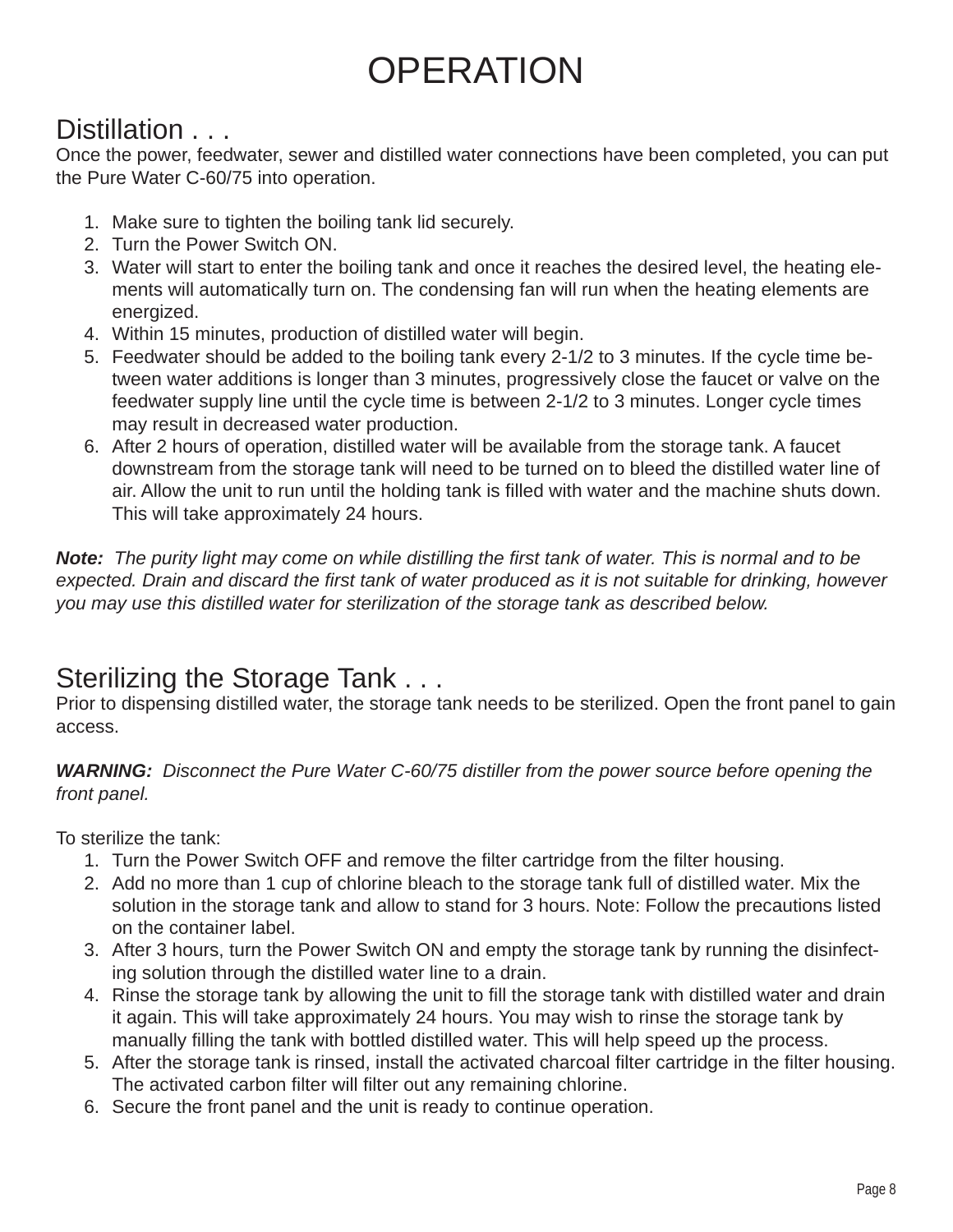# OPERATION

## Distillation . . .

Once the power, feedwater, sewer and distilled water connections have been completed, you can put the Pure Water C-60/75 into operation.

1. Make sure to tighten the boiling tank lid securely.
2. Turn the Power Switch ON.
3. Water will start to enter the boiling tank and once it reaches the desired level, the heating elements will automatically turn on. The condensing fan will run when the heating elements are energized.
4. Within 15 minutes, production of distilled water will begin.
5. Feedwater should be added to the boiling tank every 2-1/2 to 3 minutes. If the cycle time between water additions is longer than 3 minutes, progressively close the faucet or valve on the feedwater supply line until the cycle time is between 2-1/2 to 3 minutes. Longer cycle times may result in decreased water production.
6. After 2 hours of operation, distilled water will be available from the storage tank. A faucet downstream from the storage tank will need to be turned on to bleed the distilled water line of air. Allow the unit to run until the holding tank is filled with water and the machine shuts down. This will take approximately 24 hours.

***Note:*** *The purity light may come on while distilling the first tank of water. This is normal and to be expected. Drain and discard the first tank of water produced as it is not suitable for drinking, however you may use this distilled water for sterilization of the storage tank as described below.*

## Sterilizing the Storage Tank . . .

Prior to dispensing distilled water, the storage tank needs to be sterilized. Open the front panel to gain access.

***WARNING:*** *Disconnect the Pure Water C-60/75 distiller from the power source before opening the front panel.*

To sterilize the tank:

1. Turn the Power Switch OFF and remove the filter cartridge from the filter housing.
2. Add no more than 1 cup of chlorine bleach to the storage tank full of distilled water. Mix the solution in the storage tank and allow to stand for 3 hours. Note: Follow the precautions listed on the container label.
3. After 3 hours, turn the Power Switch ON and empty the storage tank by running the disinfecting solution through the distilled water line to a drain.
4. Rinse the storage tank by allowing the unit to fill the storage tank with distilled water and drain it again. This will take approximately 24 hours. You may wish to rinse the storage tank by manually filling the tank with bottled distilled water. This will help speed up the process.
5. After the storage tank is rinsed, install the activated charcoal filter cartridge in the filter housing. The activated carbon filter will filter out any remaining chlorine.
6. Secure the front panel and the unit is ready to continue operation.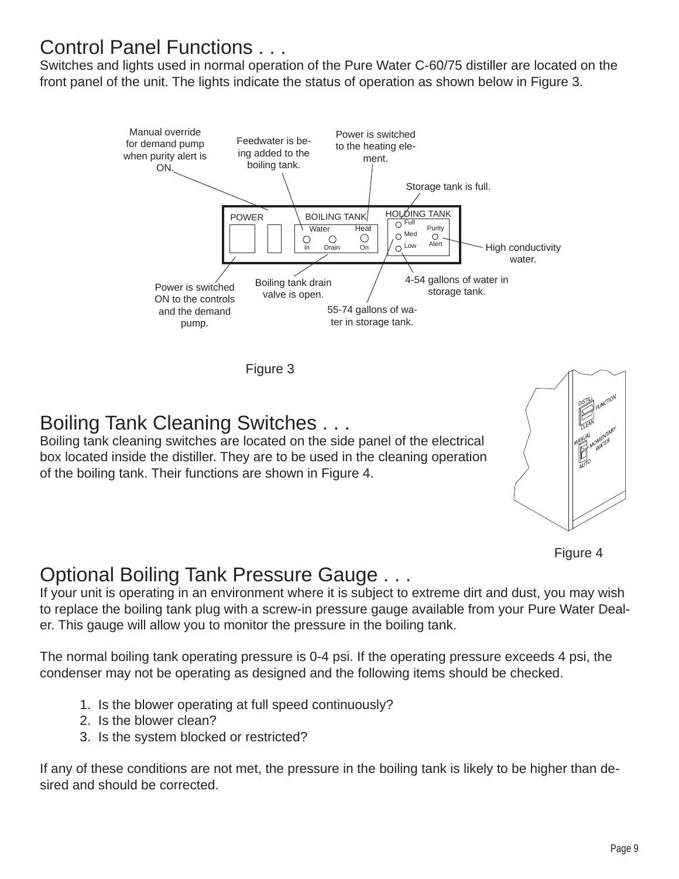# Control Panel Functions . . .

Switches and lights used in normal operation of the Pure Water C-60/75 distiller are located on the front panel of the unit. The lights indicate the status of operation as shown below in Figure 3.

Manual override for demand pump when purity alert is ON.

Feedwater is being added to the boiling tank.

Power is switched to the heating element.

Storage tank is full.

POWER | BOILING TANK: Water In, Drain, Heat On | HOLDING TANK: Full, Med, Low, Purity Alert

High conductivity water.

4-54 gallons of water in storage tank.

55-74 gallons of water in storage tank.

Boiling tank drain valve is open.

Power is switched ON to the controls and the demand pump.

Figure 3

# Boiling Tank Cleaning Switches . . .

Boiling tank cleaning switches are located on the side panel of the electrical box located inside the distiller. They are to be used in the cleaning operation of the boiling tank. Their functions are shown in Figure 4.

DISTILL / FUNCTION / CLEAN

MANUAL / MOMENTARY WATER / AUTO

Figure 4

# Optional Boiling Tank Pressure Gauge . . .

If your unit is operating in an environment where it is subject to extreme dirt and dust, you may wish to replace the boiling tank plug with a screw-in pressure gauge available from your Pure Water Dealer. This gauge will allow you to monitor the pressure in the boiling tank.

The normal boiling tank operating pressure is 0-4 psi. If the operating pressure exceeds 4 psi, the condenser may not be operating as designed and the following items should be checked.

1. Is the blower operating at full speed continuously?
2. Is the blower clean?
3. Is the system blocked or restricted?

If any of these conditions are not met, the pressure in the boiling tank is likely to be higher than desired and should be corrected.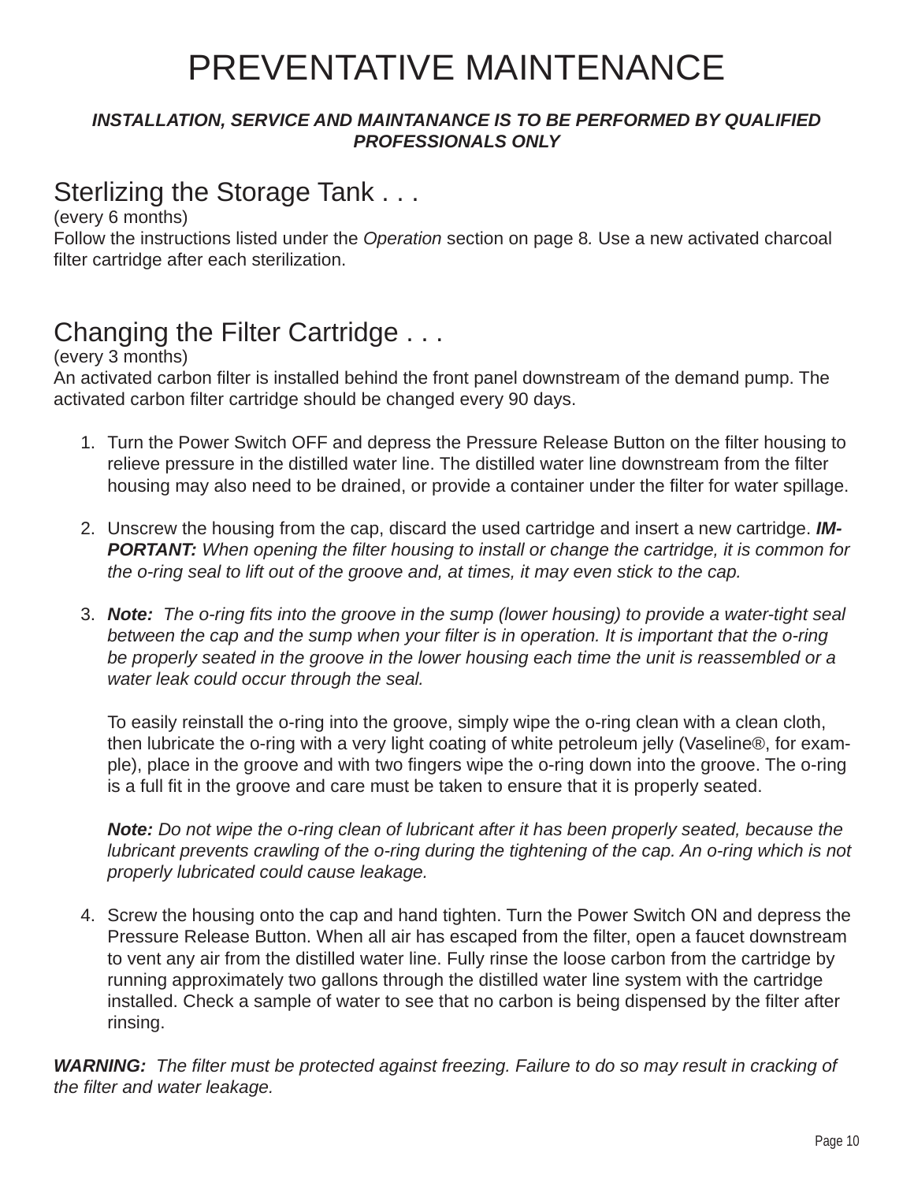# PREVENTATIVE MAINTENANCE

***INSTALLATION, SERVICE AND MAINTANANCE IS TO BE PERFORMED BY QUALIFIED PROFESSIONALS ONLY***

## Sterlizing the Storage Tank . . .

(every 6 months)
Follow the instructions listed under the *Operation* section on page 8. Use a new activated charcoal filter cartridge after each sterilization.

## Changing the Filter Cartridge . . .

(every 3 months)
An activated carbon filter is installed behind the front panel downstream of the demand pump. The activated carbon filter cartridge should be changed every 90 days.

1. Turn the Power Switch OFF and depress the Pressure Release Button on the filter housing to relieve pressure in the distilled water line. The distilled water line downstream from the filter housing may also need to be drained, or provide a container under the filter for water spillage.

2. Unscrew the housing from the cap, discard the used cartridge and insert a new cartridge. ***IMPORTANT:*** *When opening the filter housing to install or change the cartridge, it is common for the o-ring seal to lift out of the groove and, at times, it may even stick to the cap.*

3. ***Note:*** *The o-ring fits into the groove in the sump (lower housing) to provide a water-tight seal between the cap and the sump when your filter is in operation. It is important that the o-ring be properly seated in the groove in the lower housing each time the unit is reassembled or a water leak could occur through the seal.*

   To easily reinstall the o-ring into the groove, simply wipe the o-ring clean with a clean cloth, then lubricate the o-ring with a very light coating of white petroleum jelly (Vaseline®, for example), place in the groove and with two fingers wipe the o-ring down into the groove. The o-ring is a full fit in the groove and care must be taken to ensure that it is properly seated.

   ***Note:*** *Do not wipe the o-ring clean of lubricant after it has been properly seated, because the lubricant prevents crawling of the o-ring during the tightening of the cap. An o-ring which is not properly lubricated could cause leakage.*

4. Screw the housing onto the cap and hand tighten. Turn the Power Switch ON and depress the Pressure Release Button. When all air has escaped from the filter, open a faucet downstream to vent any air from the distilled water line. Fully rinse the loose carbon from the cartridge by running approximately two gallons through the distilled water line system with the cartridge installed. Check a sample of water to see that no carbon is being dispensed by the filter after rinsing.

***WARNING:*** *The filter must be protected against freezing. Failure to do so may result in cracking of the filter and water leakage.*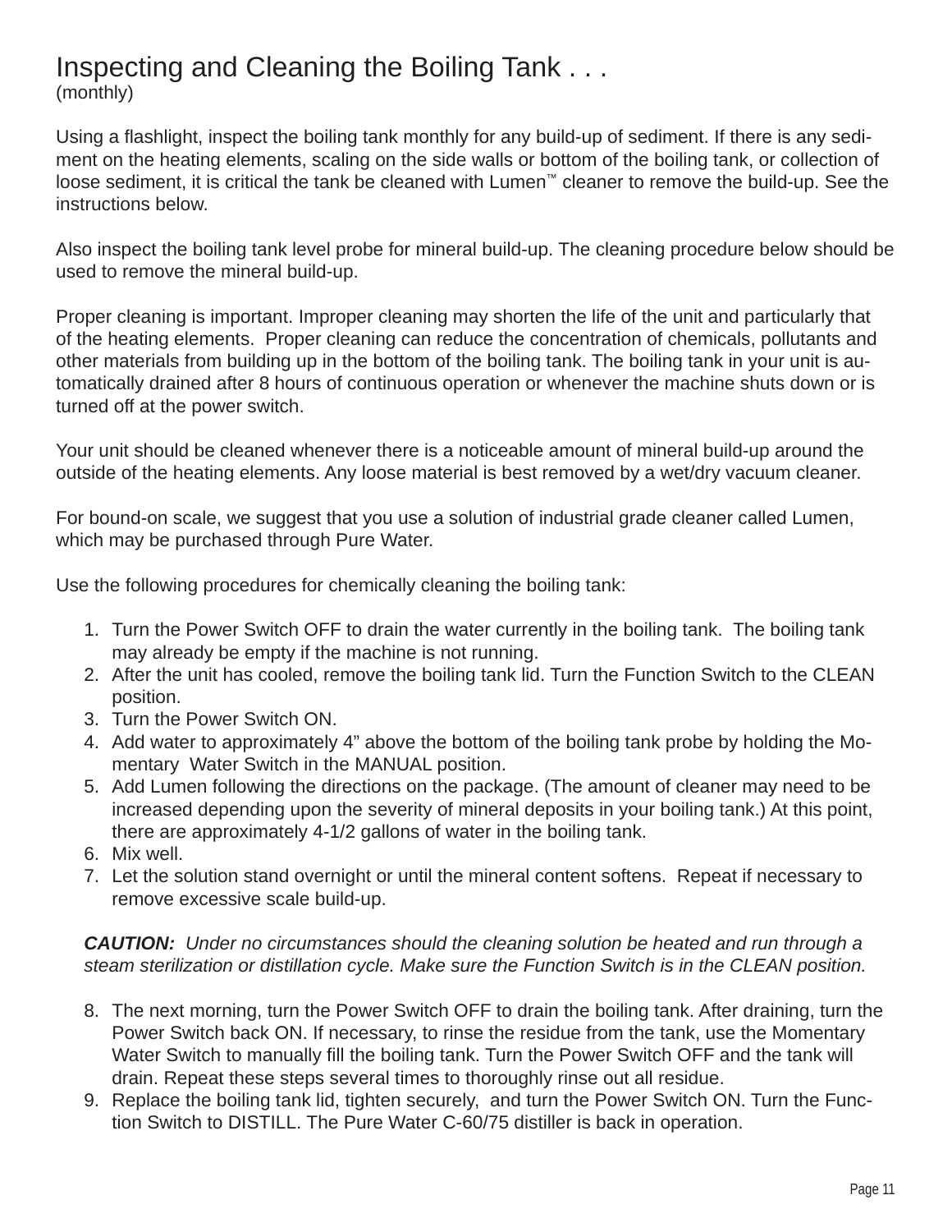# Inspecting and Cleaning the Boiling Tank . . .

(monthly)

Using a flashlight, inspect the boiling tank monthly for any build-up of sediment. If there is any sediment on the heating elements, scaling on the side walls or bottom of the boiling tank, or collection of loose sediment, it is critical the tank be cleaned with Lumen™ cleaner to remove the build-up. See the instructions below.

Also inspect the boiling tank level probe for mineral build-up. The cleaning procedure below should be used to remove the mineral build-up.

Proper cleaning is important. Improper cleaning may shorten the life of the unit and particularly that of the heating elements. Proper cleaning can reduce the concentration of chemicals, pollutants and other materials from building up in the bottom of the boiling tank. The boiling tank in your unit is automatically drained after 8 hours of continuous operation or whenever the machine shuts down or is turned off at the power switch.

Your unit should be cleaned whenever there is a noticeable amount of mineral build-up around the outside of the heating elements. Any loose material is best removed by a wet/dry vacuum cleaner.

For bound-on scale, we suggest that you use a solution of industrial grade cleaner called Lumen, which may be purchased through Pure Water.

Use the following procedures for chemically cleaning the boiling tank:

1. Turn the Power Switch OFF to drain the water currently in the boiling tank. The boiling tank may already be empty if the machine is not running.
2. After the unit has cooled, remove the boiling tank lid. Turn the Function Switch to the CLEAN position.
3. Turn the Power Switch ON.
4. Add water to approximately 4" above the bottom of the boiling tank probe by holding the Momentary Water Switch in the MANUAL position.
5. Add Lumen following the directions on the package. (The amount of cleaner may need to be increased depending upon the severity of mineral deposits in your boiling tank.) At this point, there are approximately 4-1/2 gallons of water in the boiling tank.
6. Mix well.
7. Let the solution stand overnight or until the mineral content softens. Repeat if necessary to remove excessive scale build-up.

***CAUTION:*** *Under no circumstances should the cleaning solution be heated and run through a steam sterilization or distillation cycle. Make sure the Function Switch is in the CLEAN position.*

8. The next morning, turn the Power Switch OFF to drain the boiling tank. After draining, turn the Power Switch back ON. If necessary, to rinse the residue from the tank, use the Momentary Water Switch to manually fill the boiling tank. Turn the Power Switch OFF and the tank will drain. Repeat these steps several times to thoroughly rinse out all residue.
9. Replace the boiling tank lid, tighten securely, and turn the Power Switch ON. Turn the Function Switch to DISTILL. The Pure Water C-60/75 distiller is back in operation.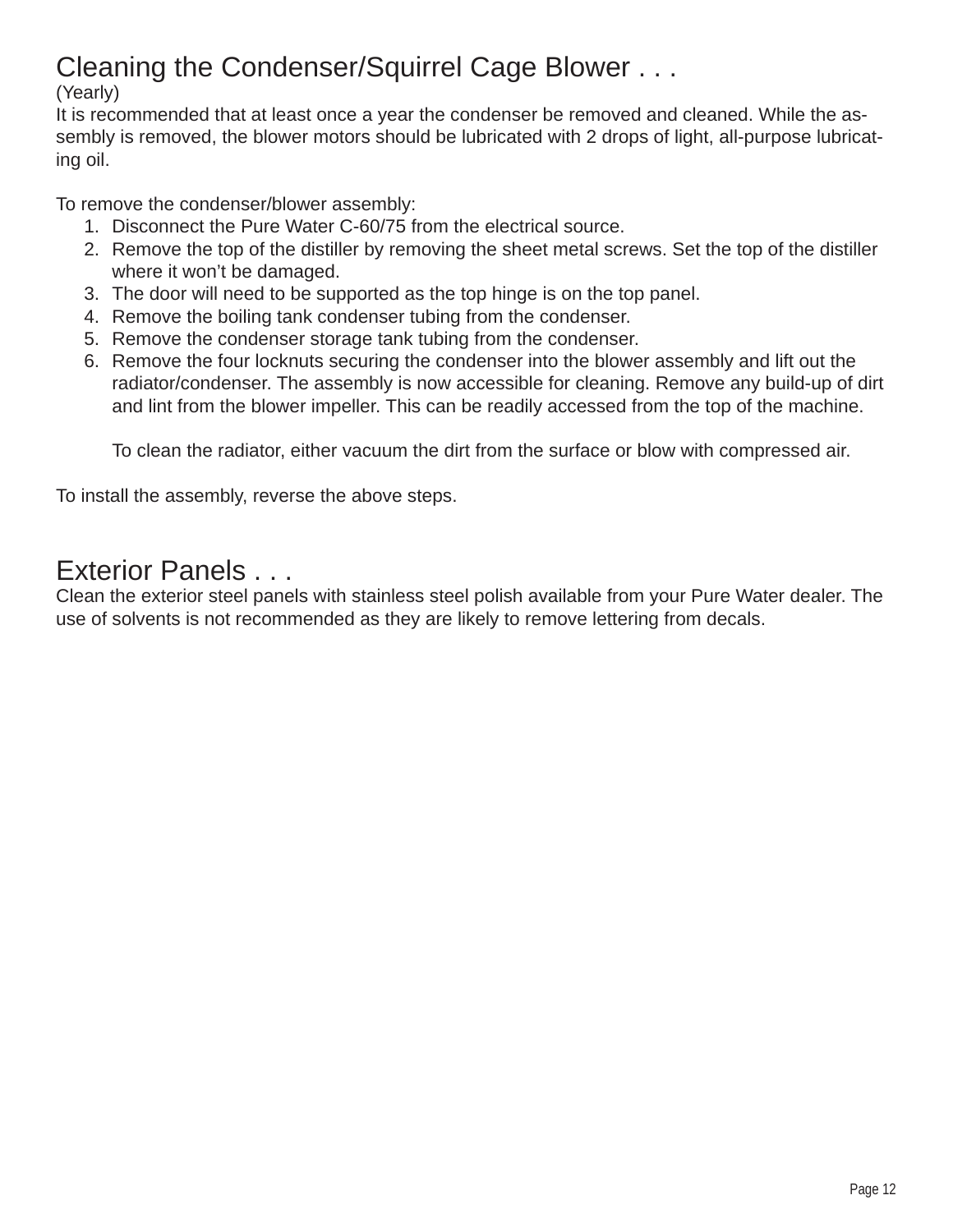## Cleaning the Condenser/Squirrel Cage Blower . . .

(Yearly)
It is recommended that at least once a year the condenser be removed and cleaned. While the assembly is removed, the blower motors should be lubricated with 2 drops of light, all-purpose lubricating oil.

To remove the condenser/blower assembly:

1. Disconnect the Pure Water C-60/75 from the electrical source.
2. Remove the top of the distiller by removing the sheet metal screws. Set the top of the distiller where it won't be damaged.
3. The door will need to be supported as the top hinge is on the top panel.
4. Remove the boiling tank condenser tubing from the condenser.
5. Remove the condenser storage tank tubing from the condenser.
6. Remove the four locknuts securing the condenser into the blower assembly and lift out the radiator/condenser. The assembly is now accessible for cleaning. Remove any build-up of dirt and lint from the blower impeller. This can be readily accessed from the top of the machine.

   To clean the radiator, either vacuum the dirt from the surface or blow with compressed air.

To install the assembly, reverse the above steps.

## Exterior Panels . . .

Clean the exterior steel panels with stainless steel polish available from your Pure Water dealer. The use of solvents is not recommended as they are likely to remove lettering from decals.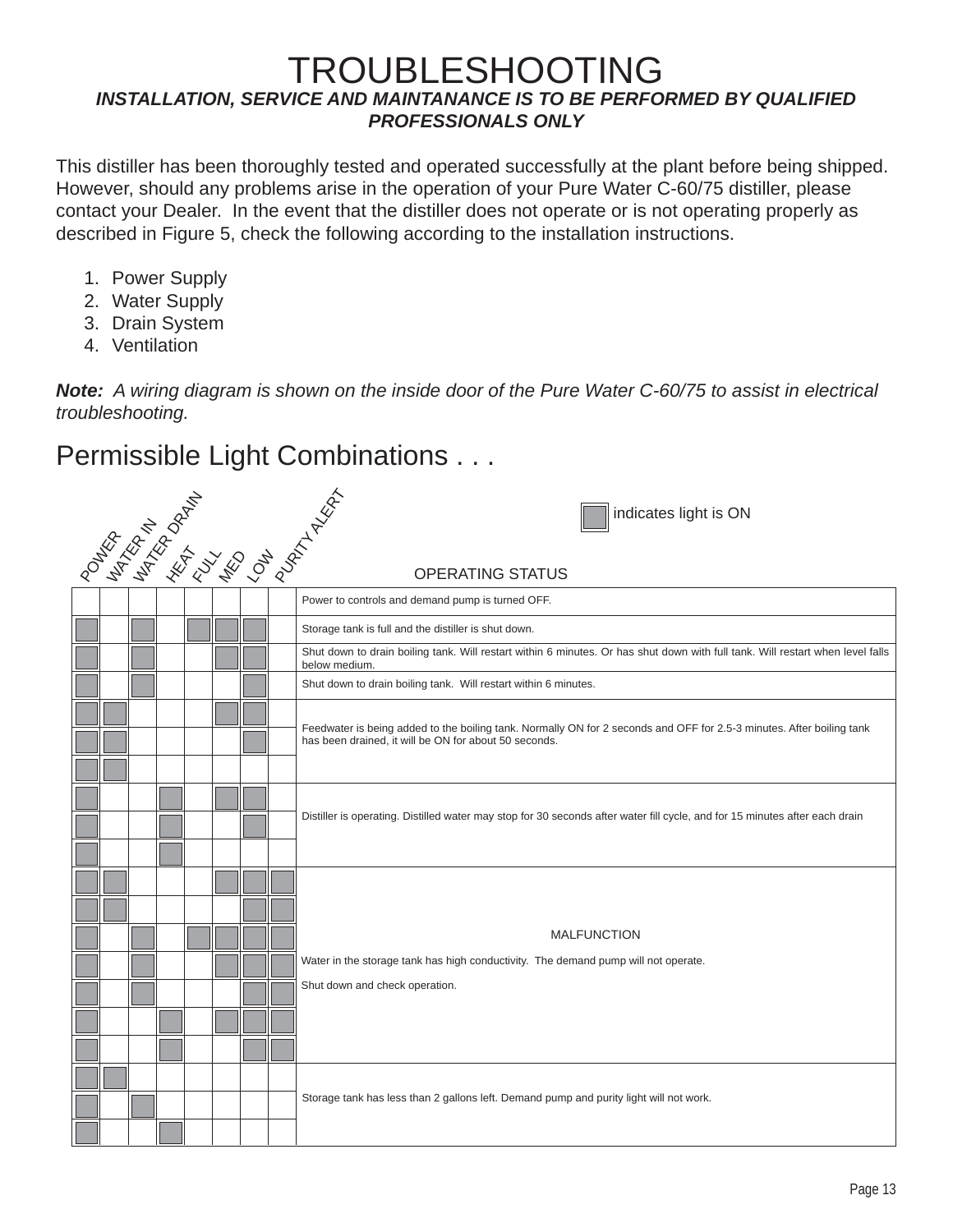# TROUBLESHOOTING

***INSTALLATION, SERVICE AND MAINTANANCE IS TO BE PERFORMED BY QUALIFIED PROFESSIONALS ONLY***

This distiller has been thoroughly tested and operated successfully at the plant before being shipped. However, should any problems arise in the operation of your Pure Water C-60/75 distiller, please contact your Dealer. In the event that the distiller does not operate or is not operating properly as described in Figure 5, check the following according to the installation instructions.

1. Power Supply
2. Water Supply
3. Drain System
4. Ventilation

***Note:*** *A wiring diagram is shown on the inside door of the Pure Water C-60/75 to assist in electrical troubleshooting.*

## Permissible Light Combinations . . .

■ indicates light is ON

| POWER | WATER IN | WATER DRAIN | HEAT | FULL | MED | LOW | PURITY ALERT | OPERATING STATUS |
|---|---|---|---|---|---|---|---|---|
| | | | | | | | | Power to controls and demand pump is turned OFF. |
| ■ | | ■ | | ■ | ■ | ■ | | Storage tank is full and the distiller is shut down. |
| ■ | | ■ | | | ■ | ■ | | Shut down to drain boiling tank. Will restart within 6 minutes. Or has shut down with full tank. Will restart when level falls below medium. |
| ■ | | ■ | | | | ■ | | Shut down to drain boiling tank. Will restart within 6 minutes. |
| ■ | ■ | | | | ■ | ■ | | Feedwater is being added to the boiling tank. Normally ON for 2 seconds and OFF for 2.5-3 minutes. After boiling tank has been drained, it will be ON for about 50 seconds. |
| ■ | ■ | | | | | ■ | | |
| ■ | ■ | | | | | | | |
| ■ | | | ■ | | ■ | ■ | | Distiller is operating. Distilled water may stop for 30 seconds after water fill cycle, and for 15 minutes after each drain |
| ■ | | | ■ | | | ■ | | |
| ■ | | | ■ | | | | | |
| ■ | ■ | | | | ■ | ■ | ■ | MALFUNCTION<br>Water in the storage tank has high conductivity. The demand pump will not operate.<br>Shut down and check operation. |
| ■ | ■ | | | | | ■ | ■ | |
| ■ | | ■ | | ■ | ■ | ■ | ■ | |
| ■ | | ■ | | | ■ | ■ | ■ | |
| ■ | | ■ | | | | ■ | ■ | |
| ■ | | | ■ | | ■ | ■ | ■ | |
| ■ | | | ■ | | | ■ | ■ | |
| ■ | ■ | | | | | | | Storage tank has less than 2 gallons left. Demand pump and purity light will not work. |
| ■ | | ■ | | | | | | |
| ■ | | | ■ | | | | | |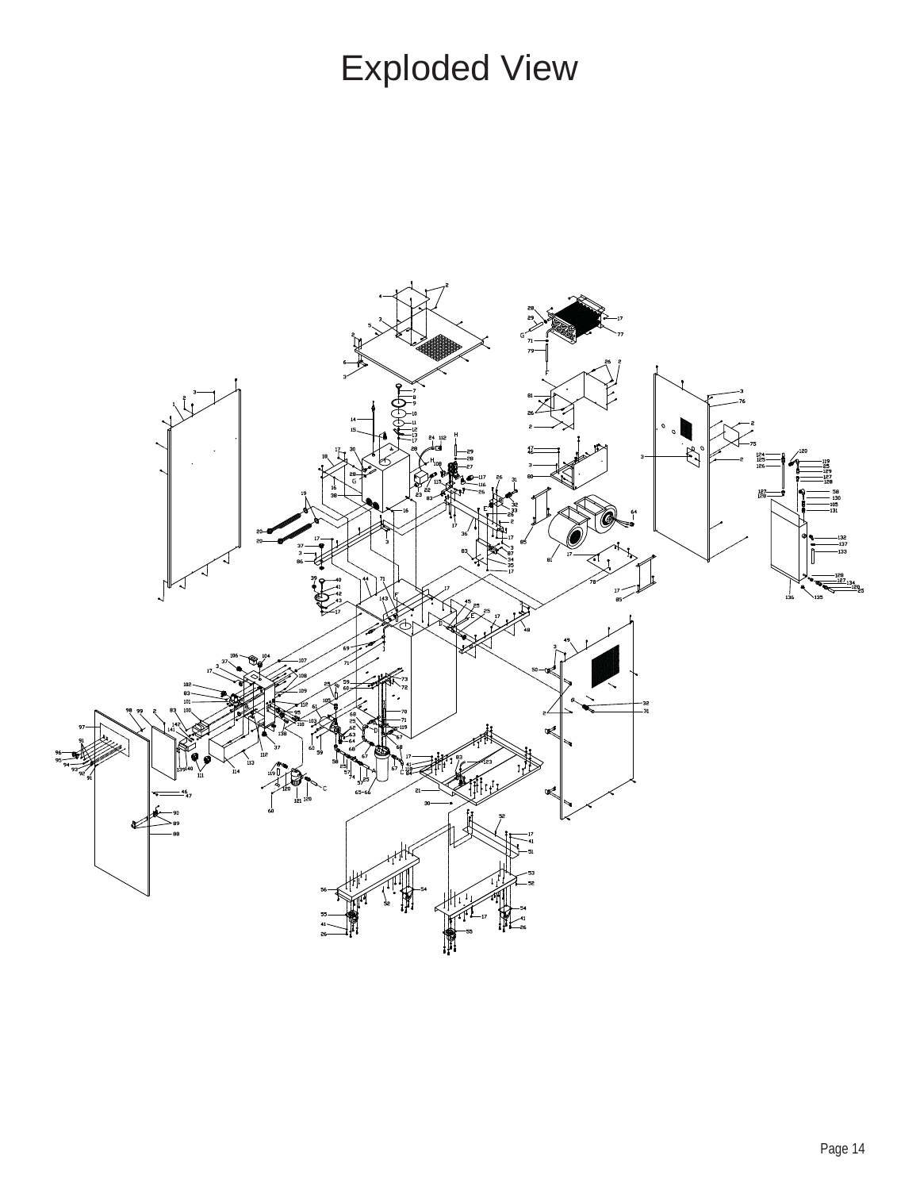# Exploded View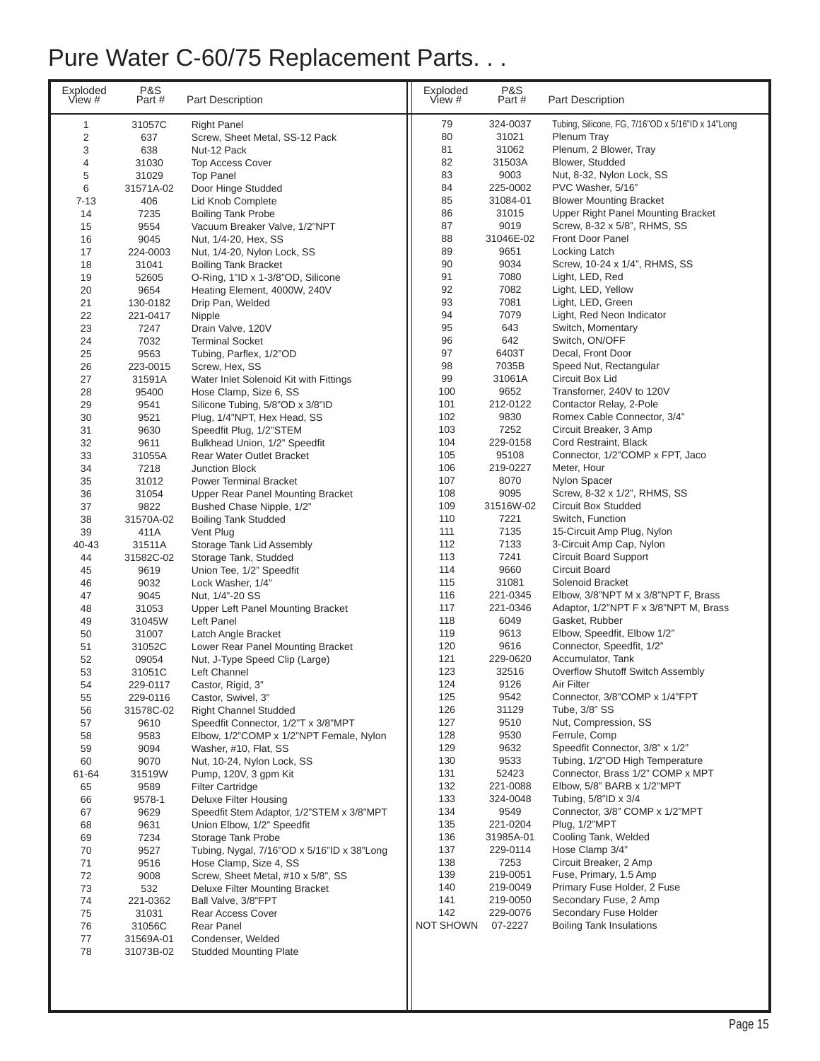# Pure Water C-60/75 Replacement Parts. . .

| Exploded View # | P&S Part # | Part Description |
|---|---|---|
| 1 | 31057C | Right Panel |
| 2 | 637 | Screw, Sheet Metal, SS-12 Pack |
| 3 | 638 | Nut-12 Pack |
| 4 | 31030 | Top Access Cover |
| 5 | 31029 | Top Panel |
| 6 | 31571A-02 | Door Hinge Studded |
| 7-13 | 406 | Lid Knob Complete |
| 14 | 7235 | Boiling Tank Probe |
| 15 | 9554 | Vacuum Breaker Valve, 1/2"NPT |
| 16 | 9045 | Nut, 1/4-20, Hex, SS |
| 17 | 224-0003 | Nut, 1/4-20, Nylon Lock, SS |
| 18 | 31041 | Boiling Tank Bracket |
| 19 | 52605 | O-Ring, 1"ID x 1-3/8"OD, Silicone |
| 20 | 9654 | Heating Element, 4000W, 240V |
| 21 | 130-0182 | Drip Pan, Welded |
| 22 | 221-0417 | Nipple |
| 23 | 7247 | Drain Valve, 120V |
| 24 | 7032 | Terminal Socket |
| 25 | 9563 | Tubing, Parflex, 1/2"OD |
| 26 | 223-0015 | Screw, Hex, SS |
| 27 | 31591A | Water Inlet Solenoid Kit with Fittings |
| 28 | 95400 | Hose Clamp, Size 6, SS |
| 29 | 9541 | Silicone Tubing, 5/8"OD x 3/8"ID |
| 30 | 9521 | Plug, 1/4"NPT, Hex Head, SS |
| 31 | 9630 | Speedfit Plug, 1/2"STEM |
| 32 | 9611 | Bulkhead Union, 1/2" Speedfit |
| 33 | 31055A | Rear Water Outlet Bracket |
| 34 | 7218 | Junction Block |
| 35 | 31012 | Power Terminal Bracket |
| 36 | 31054 | Upper Rear Panel Mounting Bracket |
| 37 | 9822 | Bushed Chase Nipple, 1/2" |
| 38 | 31570A-02 | Boiling Tank Studded |
| 39 | 411A | Vent Plug |
| 40-43 | 31511A | Storage Tank Lid Assembly |
| 44 | 31582C-02 | Storage Tank, Studded |
| 45 | 9619 | Union Tee, 1/2" Speedfit |
| 46 | 9032 | Lock Washer, 1/4" |
| 47 | 9045 | Nut, 1/4"-20 SS |
| 48 | 31053 | Upper Left Panel Mounting Bracket |
| 49 | 31045W | Left Panel |
| 50 | 31007 | Latch Angle Bracket |
| 51 | 31052C | Lower Rear Panel Mounting Bracket |
| 52 | 09054 | Nut, J-Type Speed Clip (Large) |
| 53 | 31051C | Left Channel |
| 54 | 229-0117 | Castor, Rigid, 3" |
| 55 | 229-0116 | Castor, Swivel, 3" |
| 56 | 31578C-02 | Right Channel Studded |
| 57 | 9610 | Speedfit Connector, 1/2"T x 3/8"MPT |
| 58 | 9583 | Elbow, 1/2"COMP x 1/2"NPT Female, Nylon |
| 59 | 9094 | Washer, #10, Flat, SS |
| 60 | 9070 | Nut, 10-24, Nylon Lock, SS |
| 61-64 | 31519W | Pump, 120V, 3 gpm Kit |
| 65 | 9589 | Filter Cartridge |
| 66 | 9578-1 | Deluxe Filter Housing |
| 67 | 9629 | Speedfit Stem Adaptor, 1/2"STEM x 3/8"MPT |
| 68 | 9631 | Union Elbow, 1/2" Speedfit |
| 69 | 7234 | Storage Tank Probe |
| 70 | 9527 | Tubing, Nygal, 7/16"OD x 5/16"ID x 38"Long |
| 71 | 9516 | Hose Clamp, Size 4, SS |
| 72 | 9008 | Screw, Sheet Metal, #10 x 5/8", SS |
| 73 | 532 | Deluxe Filter Mounting Bracket |
| 74 | 221-0362 | Ball Valve, 3/8"FPT |
| 75 | 31031 | Rear Access Cover |
| 76 | 31056C | Rear Panel |
| 77 | 31569A-01 | Condenser, Welded |
| 78 | 31073B-02 | Studded Mounting Plate |
| 79 | 324-0037 | Tubing, Silicone, FG, 7/16"OD x 5/16"ID x 14"Long |
| 80 | 31021 | Plenum Tray |
| 81 | 31062 | Plenum, 2 Blower, Tray |
| 82 | 31503A | Blower, Studded |
| 83 | 9003 | Nut, 8-32, Nylon Lock, SS |
| 84 | 225-0002 | PVC Washer, 5/16" |
| 85 | 31084-01 | Blower Mounting Bracket |
| 86 | 31015 | Upper Right Panel Mounting Bracket |
| 87 | 9019 | Screw, 8-32 x 5/8", RHMS, SS |
| 88 | 31046E-02 | Front Door Panel |
| 89 | 9651 | Locking Latch |
| 90 | 9034 | Screw, 10-24 x 1/4", RHMS, SS |
| 91 | 7080 | Light, LED, Red |
| 92 | 7082 | Light, LED, Yellow |
| 93 | 7081 | Light, LED, Green |
| 94 | 7079 | Light, Red Neon Indicator |
| 95 | 643 | Switch, Momentary |
| 96 | 642 | Switch, ON/OFF |
| 97 | 6403T | Decal, Front Door |
| 98 | 7035B | Speed Nut, Rectangular |
| 99 | 31061A | Circuit Box Lid |
| 100 | 9652 | Transforner, 240V to 120V |
| 101 | 212-0122 | Contactor Relay, 2-Pole |
| 102 | 9830 | Romex Cable Connector, 3/4" |
| 103 | 7252 | Circuit Breaker, 3 Amp |
| 104 | 229-0158 | Cord Restraint, Black |
| 105 | 95108 | Connector, 1/2"COMP x FPT, Jaco |
| 106 | 219-0227 | Meter, Hour |
| 107 | 8070 | Nylon Spacer |
| 108 | 9095 | Screw, 8-32 x 1/2", RHMS, SS |
| 109 | 31516W-02 | Circuit Box Studded |
| 110 | 7221 | Switch, Function |
| 111 | 7135 | 15-Circuit Amp Plug, Nylon |
| 112 | 7133 | 3-Circuit Amp Cap, Nylon |
| 113 | 7241 | Circuit Board Support |
| 114 | 9660 | Circuit Board |
| 115 | 31081 | Solenoid Bracket |
| 116 | 221-0345 | Elbow, 3/8"NPT M x 3/8"NPT F, Brass |
| 117 | 221-0346 | Adaptor, 1/2"NPT F x 3/8"NPT M, Brass |
| 118 | 6049 | Gasket, Rubber |
| 119 | 9613 | Elbow, Speedfit, Elbow 1/2" |
| 120 | 9616 | Connector, Speedfit, 1/2" |
| 121 | 229-0620 | Accumulator, Tank |
| 123 | 32516 | Overflow Shutoff Switch Assembly |
| 124 | 9126 | Air Filter |
| 125 | 9542 | Connector, 3/8"COMP x 1/4"FPT |
| 126 | 31129 | Tube, 3/8" SS |
| 127 | 9510 | Nut, Compression, SS |
| 128 | 9530 | Ferrule, Comp |
| 129 | 9632 | Speedfit Connector, 3/8" x 1/2" |
| 130 | 9533 | Tubing, 1/2"OD High Temperature |
| 131 | 52423 | Connector, Brass 1/2" COMP x MPT |
| 132 | 221-0088 | Elbow, 5/8" BARB x 1/2"MPT |
| 133 | 324-0048 | Tubing, 5/8"ID x 3/4 |
| 134 | 9549 | Connector, 3/8" COMP x 1/2"MPT |
| 135 | 221-0204 | Plug, 1/2"MPT |
| 136 | 31985A-01 | Cooling Tank, Welded |
| 137 | 229-0114 | Hose Clamp 3/4" |
| 138 | 7253 | Circuit Breaker, 2 Amp |
| 139 | 219-0051 | Fuse, Primary, 1.5 Amp |
| 140 | 219-0049 | Primary Fuse Holder, 2 Fuse |
| 141 | 219-0050 | Secondary Fuse, 2 Amp |
| 142 | 229-0076 | Secondary Fuse Holder |
| NOT SHOWN | 07-2227 | Boiling Tank Insulations |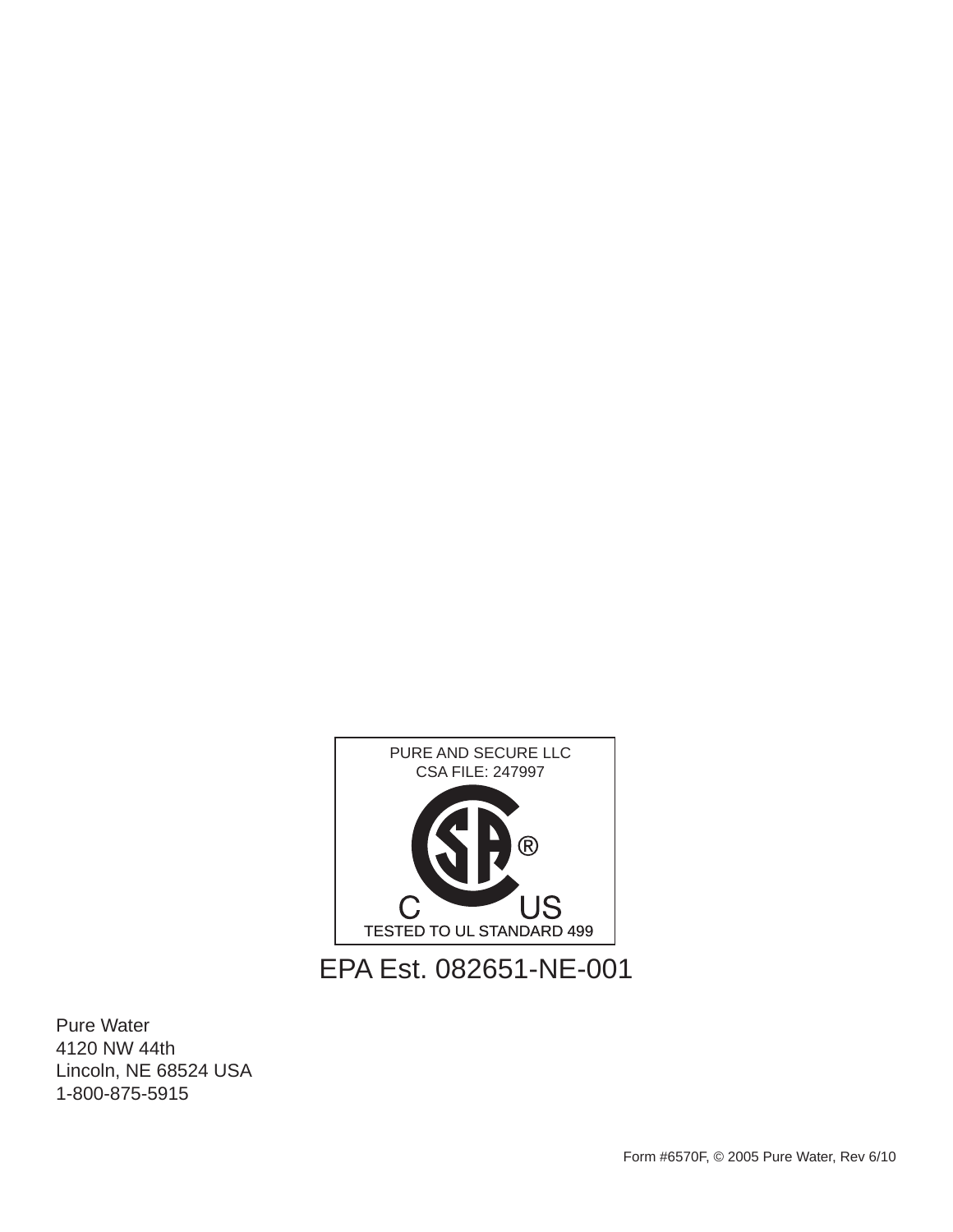PURE AND SECURE LLC
CSA FILE: 247997

C US
TESTED TO UL STANDARD 499

EPA Est. 082651-NE-001

Pure Water
4120 NW 44th
Lincoln, NE 68524 USA
1-800-875-5915

Form #6570F, © 2005 Pure Water, Rev 6/10